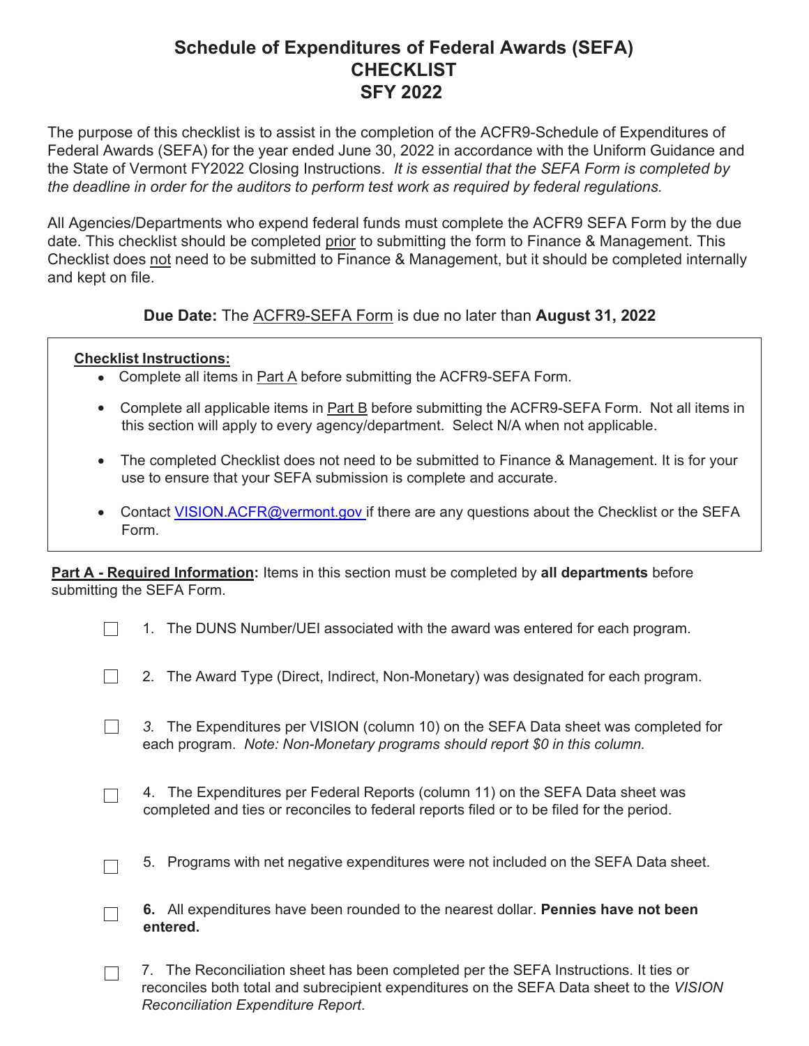# Schedule of Expenditures of Federal Awards (SEFA)
# CHECKLIST
# SFY 2022

The purpose of this checklist is to assist in the completion of the ACFR9-Schedule of Expenditures of Federal Awards (SEFA) for the year ended June 30, 2022 in accordance with the Uniform Guidance and the State of Vermont FY2022 Closing Instructions. *It is essential that the SEFA Form is completed by the deadline in order for the auditors to perform test work as required by federal regulations.*

All Agencies/Departments who expend federal funds must complete the ACFR9 SEFA Form by the due date. This checklist should be completed prior to submitting the form to Finance & Management. This Checklist does not need to be submitted to Finance & Management, but it should be completed internally and kept on file.

**Due Date:** The ACFR9-SEFA Form is due no later than **August 31, 2022**

**Checklist Instructions:**

- Complete all items in Part A before submitting the ACFR9-SEFA Form.
- Complete all applicable items in Part B before submitting the ACFR9-SEFA Form. Not all items in this section will apply to every agency/department. Select N/A when not applicable.
- The completed Checklist does not need to be submitted to Finance & Management. It is for your use to ensure that your SEFA submission is complete and accurate.
- Contact VISION.ACFR@vermont.gov if there are any questions about the Checklist or the SEFA Form.

**Part A - Required Information:** Items in this section must be completed by **all departments** before submitting the SEFA Form.

- ☐ 1. The DUNS Number/UEI associated with the award was entered for each program.
- ☐ 2. The Award Type (Direct, Indirect, Non-Monetary) was designated for each program.
- ☐ *3.* The Expenditures per VISION (column 10) on the SEFA Data sheet was completed for each program. *Note: Non-Monetary programs should report $0 in this column.*
- ☐ 4. The Expenditures per Federal Reports (column 11) on the SEFA Data sheet was completed and ties or reconciles to federal reports filed or to be filed for the period.
- ☐ 5. Programs with net negative expenditures were not included on the SEFA Data sheet.
- ☐ **6.** All expenditures have been rounded to the nearest dollar. **Pennies have not been entered.**
- ☐ 7. The Reconciliation sheet has been completed per the SEFA Instructions. It ties or reconciles both total and subrecipient expenditures on the SEFA Data sheet to the *VISION Reconciliation Expenditure Report*.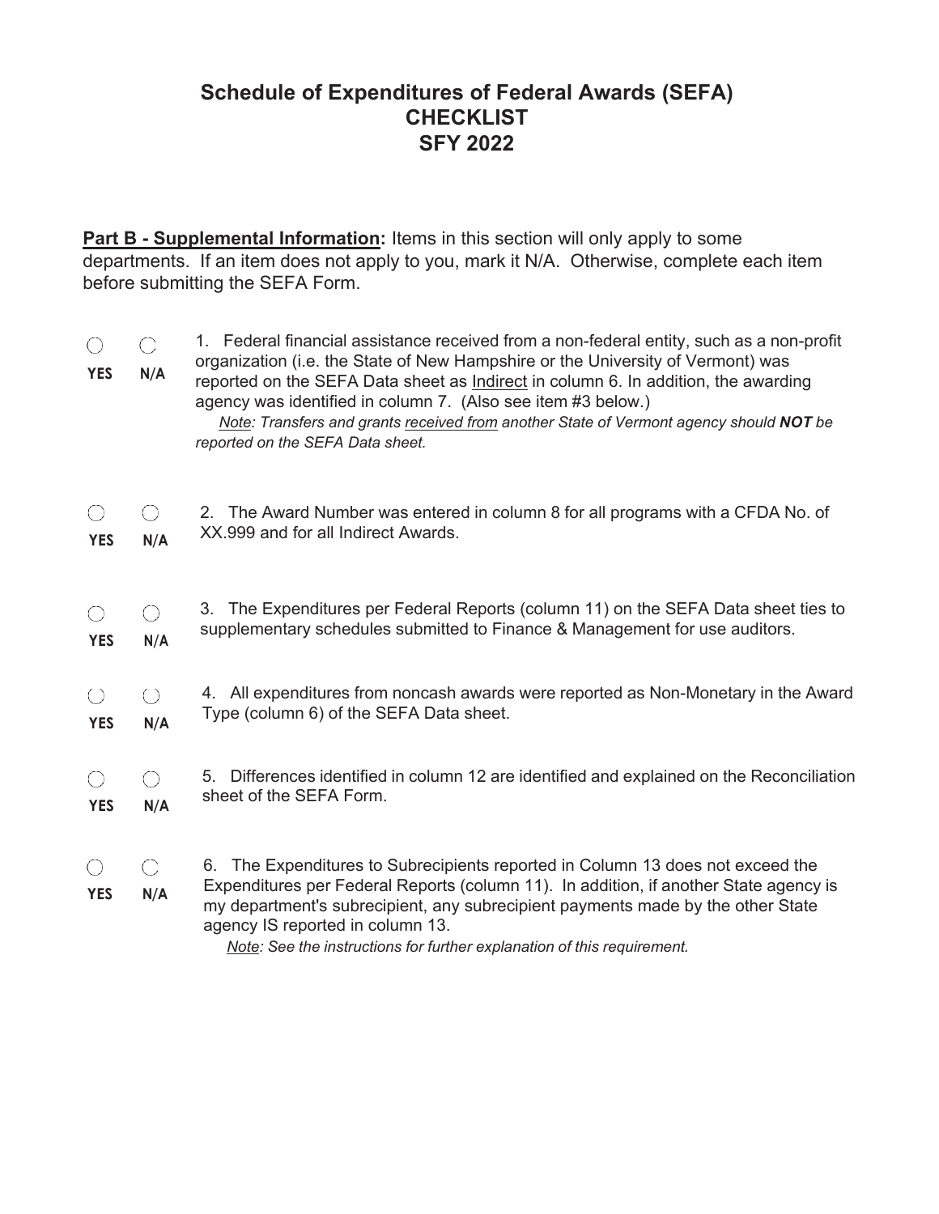# Schedule of Expenditures of Federal Awards (SEFA) CHECKLIST SFY 2022

**Part B - Supplemental Information:** Items in this section will only apply to some departments. If an item does not apply to you, mark it N/A. Otherwise, complete each item before submitting the SEFA Form.

○ YES ○ N/A

1. Federal financial assistance received from a non-federal entity, such as a non-profit organization (i.e. the State of New Hampshire or the University of Vermont) was reported on the SEFA Data sheet as Indirect in column 6. In addition, the awarding agency was identified in column 7. (Also see item #3 below.)

   *Note: Transfers and grants received from another State of Vermont agency should **NOT** be reported on the SEFA Data sheet.*

○ YES ○ N/A

2. The Award Number was entered in column 8 for all programs with a CFDA No. of XX.999 and for all Indirect Awards.

○ YES ○ N/A

3. The Expenditures per Federal Reports (column 11) on the SEFA Data sheet ties to supplementary schedules submitted to Finance & Management for use auditors.

○ YES ○ N/A

4. All expenditures from noncash awards were reported as Non-Monetary in the Award Type (column 6) of the SEFA Data sheet.

○ YES ○ N/A

5. Differences identified in column 12 are identified and explained on the Reconciliation sheet of the SEFA Form.

○ YES ○ N/A

6. The Expenditures to Subrecipients reported in Column 13 does not exceed the Expenditures per Federal Reports (column 11). In addition, if another State agency is my department's subrecipient, any subrecipient payments made by the other State agency IS reported in column 13.

   *Note: See the instructions for further explanation of this requirement.*